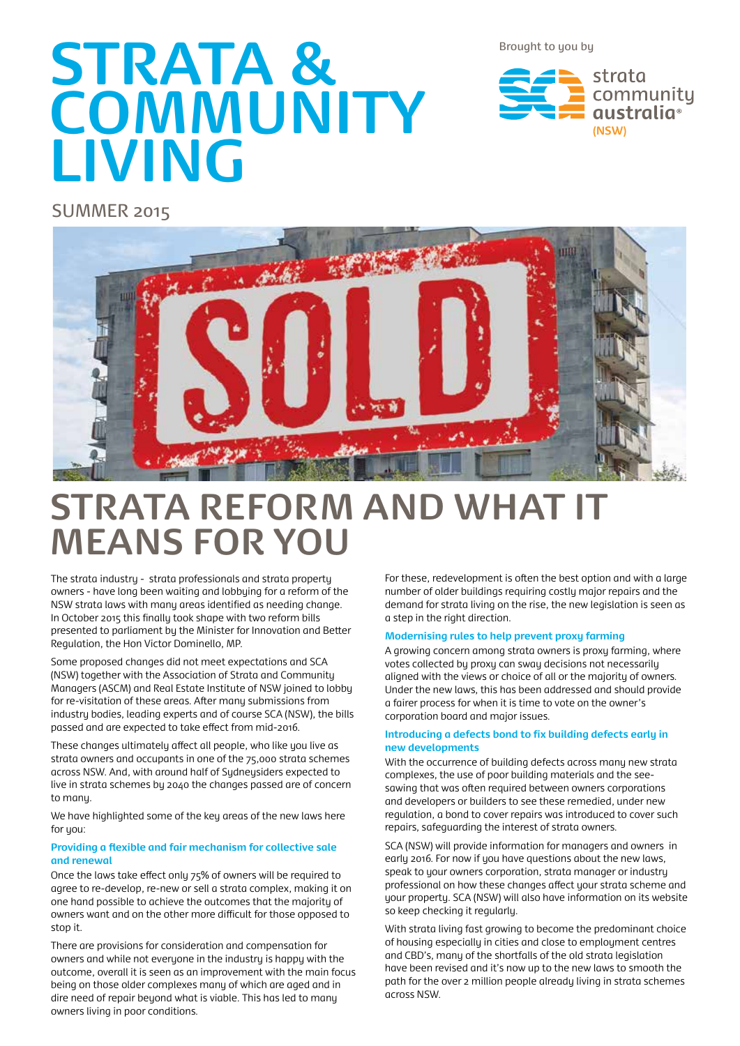# STRATA & COMMUNITY LIVING

Brought to you by

strata community australia® (NSW)

SUMMER 2015

## STRATA REFORM AND WHAT IT MEANS FOR YOU

The strata industry - strata professionals and strata property owners - have long been waiting and lobbying for a reform of the NSW strata laws with many areas identified as needing change. In October 2015 this finally took shape with two reform bills presented to parliament by the Minister for Innovation and Better Regulation, the Hon Victor Dominello, MP.

Some proposed changes did not meet expectations and SCA (NSW) together with the Association of Strata and Community Managers (ASCM) and Real Estate Institute of NSW joined to lobby for re-visitation of these areas. After many submissions from industry bodies, leading experts and of course SCA (NSW), the bills passed and are expected to take effect from mid-2016.

These changes ultimately affect all people, who like you live as strata owners and occupants in one of the 75,000 strata schemes across NSW. And, with around half of Sydneysiders expected to live in strata schemes by 2040 the changes passed are of concern to many.

We have highlighted some of the key areas of the new laws here for you:

### Providing a flexible and fair mechanism for collective sale and renewal

Once the laws take effect only 75% of owners will be required to agree to re-develop, re-new or sell a strata complex, making it on one hand possible to achieve the outcomes that the majority of owners want and on the other more difficult for those opposed to stop it.

There are provisions for consideration and compensation for owners and while not everyone in the industry is happy with the outcome, overall it is seen as an improvement with the main focus being on those older complexes many of which are aged and in dire need of repair beyond what is viable. This has led to many owners living in poor conditions.

For these, redevelopment is often the best option and with a large number of older buildings requiring costly major repairs and the demand for strata living on the rise, the new legislation is seen as a step in the right direction.

### Modernising rules to help prevent proxy farming

A growing concern among strata owners is proxy farming, where votes collected by proxy can sway decisions not necessarily aligned with the views or choice of all or the majority of owners. Under the new laws, this has been addressed and should provide a fairer process for when it is time to vote on the owner's corporation board and major issues.

### Introducing a defects bond to fix building defects early in new developments

With the occurrence of building defects across many new strata complexes, the use of poor building materials and the see-sawing that was often required between owners corporations and developers or builders to see these remedied, under new regulation, a bond to cover repairs was introduced to cover such repairs, safeguarding the interest of strata owners.

SCA (NSW) will provide information for managers and owners in early 2016. For now if you have questions about the new laws, speak to your owners corporation, strata manager or industry professional on how these changes affect your strata scheme and your property. SCA (NSW) will also have information on its website so keep checking it regularly.

With strata living fast growing to become the predominant choice of housing especially in cities and close to employment centres and CBD's, many of the shortfalls of the old strata legislation have been revised and it's now up to the new laws to smooth the path for the over 2 million people already living in strata schemes across NSW.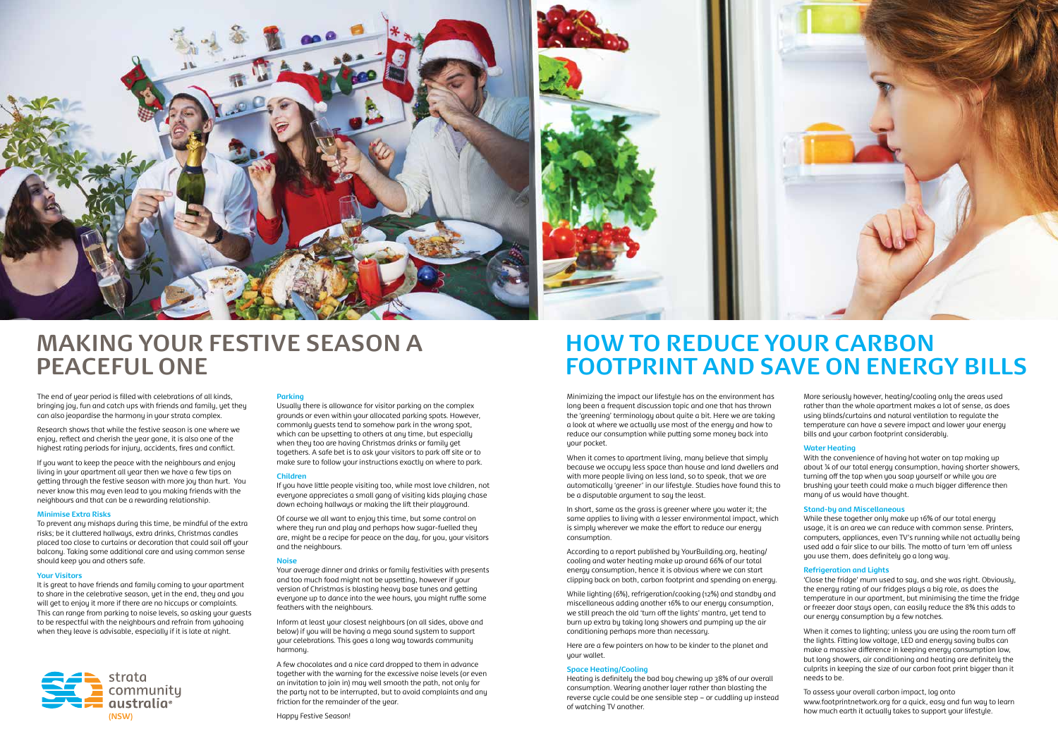# MAKING YOUR FESTIVE SEASON A PEACEFUL ONE

The end of year period is filled with celebrations of all kinds, bringing joy, fun and catch ups with friends and family, yet they can also jeopardise the harmony in your strata complex.

Research shows that while the festive season is one where we enjoy, reflect and cherish the year gone, it is also one of the highest rating periods for injury, accidents, fires and conflict.

If you want to keep the peace with the neighbours and enjoy living in your apartment all year then we have a few tips on getting through the festive season with more joy than hurt. You never know this may even lead to you making friends with the neighbours and that can be a rewarding relationship.

### Minimise Extra Risks

To prevent any mishaps during this time, be mindful of the extra risks; be it cluttered hallways, extra drinks, Christmas candles placed too close to curtains or decoration that could sail off your balcony. Taking some additional care and using common sense should keep you and others safe.

### Your Visitors

It is great to have friends and family coming to your apartment to share in the celebrative season, yet in the end, they and you will get to enjoy it more if there are no hiccups or complaints. This can range from parking to noise levels, so asking your guests to be respectful with the neighbours and refrain from yahooing when they leave is advisable, especially if it is late at night.

### Parking

Usually there is allowance for visitor parking on the complex grounds or even within your allocated parking spots. However, commonly guests tend to somehow park in the wrong spot, which can be upsetting to others at any time, but especially when they too are having Christmas drinks or family get togethers. A safe bet is to ask your visitors to park off site or to make sure to follow your instructions exactly on where to park.

### Children

If you have little people visiting too, while most love children, not everyone appreciates a small gang of visiting kids playing chase down echoing hallways or making the lift their playground.

Of course we all want to enjoy this time, but some control on where they run and play and perhaps how sugar-fuelled they are, might be a recipe for peace on the day, for you, your visitors and the neighbours.

### Noise

Your average dinner and drinks or family festivities with presents and too much food might not be upsetting, however if your version of Christmas is blasting heavy base tunes and getting everyone up to dance into the wee hours, you might ruffle some feathers with the neighbours.

Inform at least your closest neighbours (on all sides, above and below) if you will be having a mega sound system to support your celebrations. This goes a long way towards community harmony.

A few chocolates and a nice card dropped to them in advance together with the warning for the excessive noise levels (or even an invitation to join in) may well smooth the path, not only for the party not to be interrupted, but to avoid complaints and any friction for the remainder of the year.

Happy Festive Season!

strata community australia® (NSW)

# HOW TO REDUCE YOUR CARBON FOOTPRINT AND SAVE ON ENERGY BILLS

Minimizing the impact our lifestyle has on the environment has long been a frequent discussion topic and one that has thrown the 'greening' terminology about quite a bit. Here we are taking a look at where we actually use most of the energy and how to reduce our consumption while putting some money back into your pocket.

When it comes to apartment living, many believe that simply because we occupy less space than house and land dwellers and with more people living on less land, so to speak, that we are automatically 'greener' in our lifestyle. Studies have found this to be a disputable argument to say the least.

In short, same as the grass is greener where you water it; the same applies to living with a lesser environmental impact, which is simply wherever we make the effort to reduce our energy consumption.

According to a report published by YourBuilding.org, heating/cooling and water heating make up around 66% of our total energy consumption, hence it is obvious where we can start clipping back on both, carbon footprint and spending on energy.

While lighting (6%), refrigeration/cooking (12%) and standby and miscellaneous adding another 16% to our energy consumption, we still preach the old 'turn off the lights' mantra, yet tend to burn up extra by taking long showers and pumping up the air conditioning perhaps more than necessary.

Here are a few pointers on how to be kinder to the planet and your wallet.

### Space Heating/Cooling

Heating is definitely the bad boy chewing up 38% of our overall consumption. Wearing another layer rather than blasting the reverse cycle could be one sensible step – or cuddling up instead of watching TV another.

More seriously however, heating/cooling only the areas used rather than the whole apartment makes a lot of sense, as does using blinds/curtains and natural ventilation to regulate the temperature can have a severe impact and lower your energy bills and your carbon footprint considerably.

### Water Heating

With the convenience of having hot water on tap making up about ¼ of our total energy consumption, having shorter showers, turning off the tap when you soap yourself or while you are brushing your teeth could make a much bigger difference then many of us would have thought.

### Stand-by and Miscellaneous

While these together only make up 16% of our total energy usage, it is an area we can reduce with common sense. Printers, computers, appliances, even TV's running while not actually being used add a fair slice to our bills. The motto of turn 'em off unless you use them, does definitely go a long way.

### Refrigeration and Lights

'Close the fridge' mum used to say, and she was right. Obviously, the energy rating of our fridges plays a big role, as does the temperature in our apartment, but minimising the time the fridge or freezer door stays open, can easily reduce the 8% this adds to our energy consumption by a few notches.

When it comes to lighting; unless you are using the room turn off the lights. Fitting low voltage, LED and energy saving bulbs can make a massive difference in keeping energy consumption low, but long showers, air conditioning and heating are definitely the culprits in keeping the size of our carbon foot print bigger than it needs to be.

To assess your overall carbon impact, log onto www.footprintnetwork.org for a quick, easy and fun way to learn how much earth it actually takes to support your lifestyle.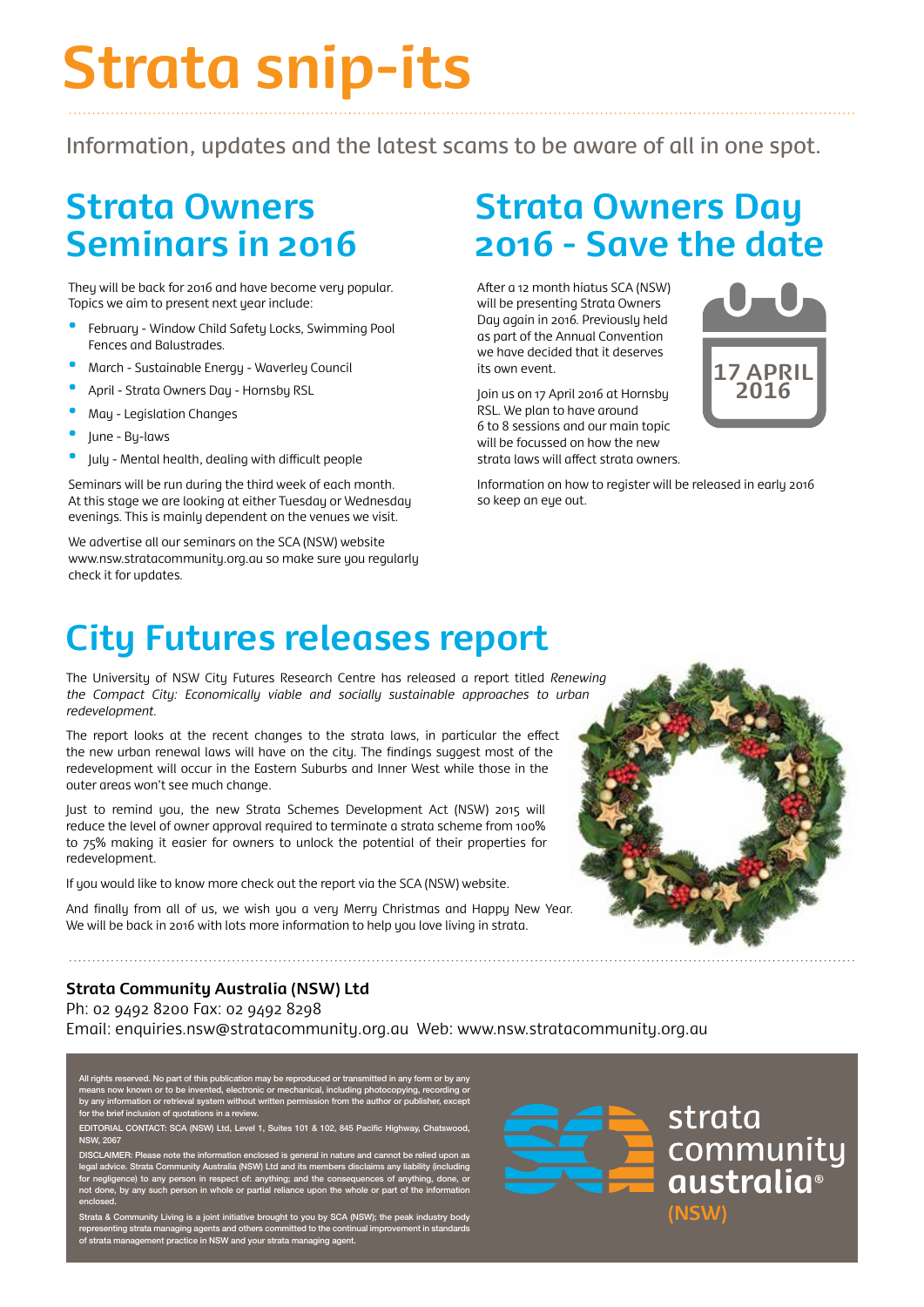# Strata snip-its

Information, updates and the latest scams to be aware of all in one spot.

## Strata Owners Seminars in 2016

They will be back for 2016 and have become very popular. Topics we aim to present next year include:

- February - Window Child Safety Locks, Swimming Pool Fences and Balustrades.
- March - Sustainable Energy - Waverley Council
- April - Strata Owners Day - Hornsby RSL
- May - Legislation Changes
- June - By-laws
- July - Mental health, dealing with difficult people

Seminars will be run during the third week of each month. At this stage we are looking at either Tuesday or Wednesday evenings. This is mainly dependent on the venues we visit.

We advertise all our seminars on the SCA (NSW) website www.nsw.stratacommunity.org.au so make sure you regularly check it for updates.

## Strata Owners Day 2016 - Save the date

After a 12 month hiatus SCA (NSW) will be presenting Strata Owners Day again in 2016. Previously held as part of the Annual Convention we have decided that it deserves its own event.

17 APRIL 2016

Join us on 17 April 2016 at Hornsby RSL. We plan to have around 6 to 8 sessions and our main topic will be focussed on how the new strata laws will affect strata owners.

Information on how to register will be released in early 2016 so keep an eye out.

## City Futures releases report

The University of NSW City Futures Research Centre has released a report titled *Renewing the Compact City: Economically viable and socially sustainable approaches to urban redevelopment*.

The report looks at the recent changes to the strata laws, in particular the effect the new urban renewal laws will have on the city. The findings suggest most of the redevelopment will occur in the Eastern Suburbs and Inner West while those in the outer areas won't see much change.

Just to remind you, the new Strata Schemes Development Act (NSW) 2015 will reduce the level of owner approval required to terminate a strata scheme from 100% to 75% making it easier for owners to unlock the potential of their properties for redevelopment.

If you would like to know more check out the report via the SCA (NSW) website.

And finally from all of us, we wish you a very Merry Christmas and Happy New Year. We will be back in 2016 with lots more information to help you love living in strata.

**Strata Community Australia (NSW) Ltd**
Ph: 02 9492 8200 Fax: 02 9492 8298
Email: enquiries.nsw@stratacommunity.org.au Web: www.nsw.stratacommunity.org.au

All rights reserved. No part of this publication may be reproduced or transmitted in any form or by any means now known or to be invented, electronic or mechanical, including photocopying, recording or by any information or retrieval system without written permission from the author or publisher, except for the brief inclusion of quotations in a review.

EDITORIAL CONTACT: SCA (NSW) Ltd, Level 1, Suites 101 & 102, 845 Pacific Highway, Chatswood, NSW, 2067

DISCLAIMER: Please note the information enclosed is general in nature and cannot be relied upon as legal advice. Strata Community Australia (NSW) Ltd and its members disclaims any liability (including for negligence) to any person in respect of: anything; and the consequences of anything, done, or not done, by any such person in whole or partial reliance upon the whole or part of the information enclosed.

Strata & Community Living is a joint initiative brought to you by SCA (NSW); the peak industry body representing strata managing agents and others committed to the continual improvement in standards of strata management practice in NSW and your strata managing agent.

strata community australia® (NSW)